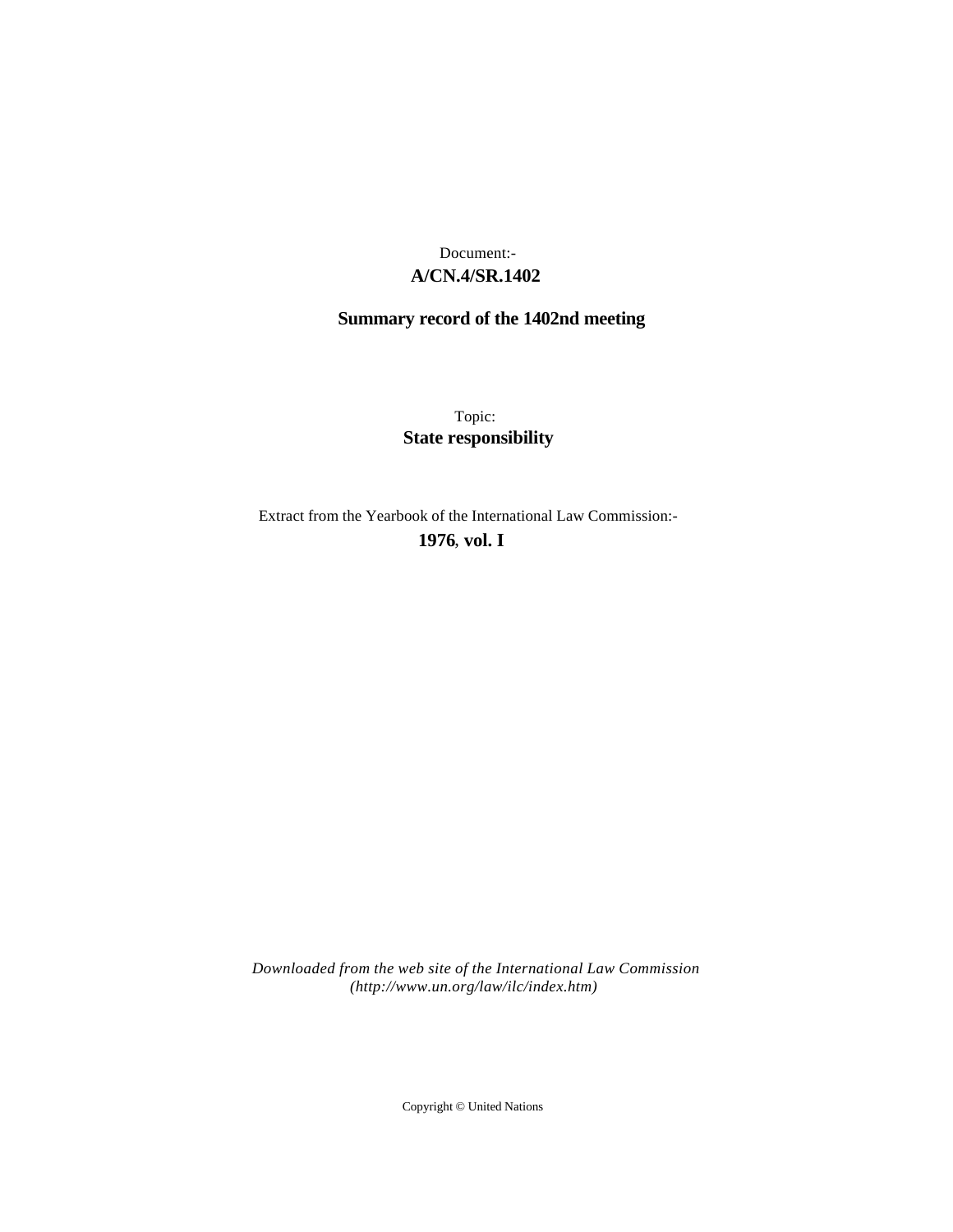Document:-
**A/CN.4/SR.1402**

## Summary record of the 1402nd meeting

Topic:
**State responsibility**

Extract from the Yearbook of the International Law Commission:-
**1976, vol. I**

*Downloaded from the web site of the International Law Commission (http://www.un.org/law/ilc/index.htm)*

Copyright © United Nations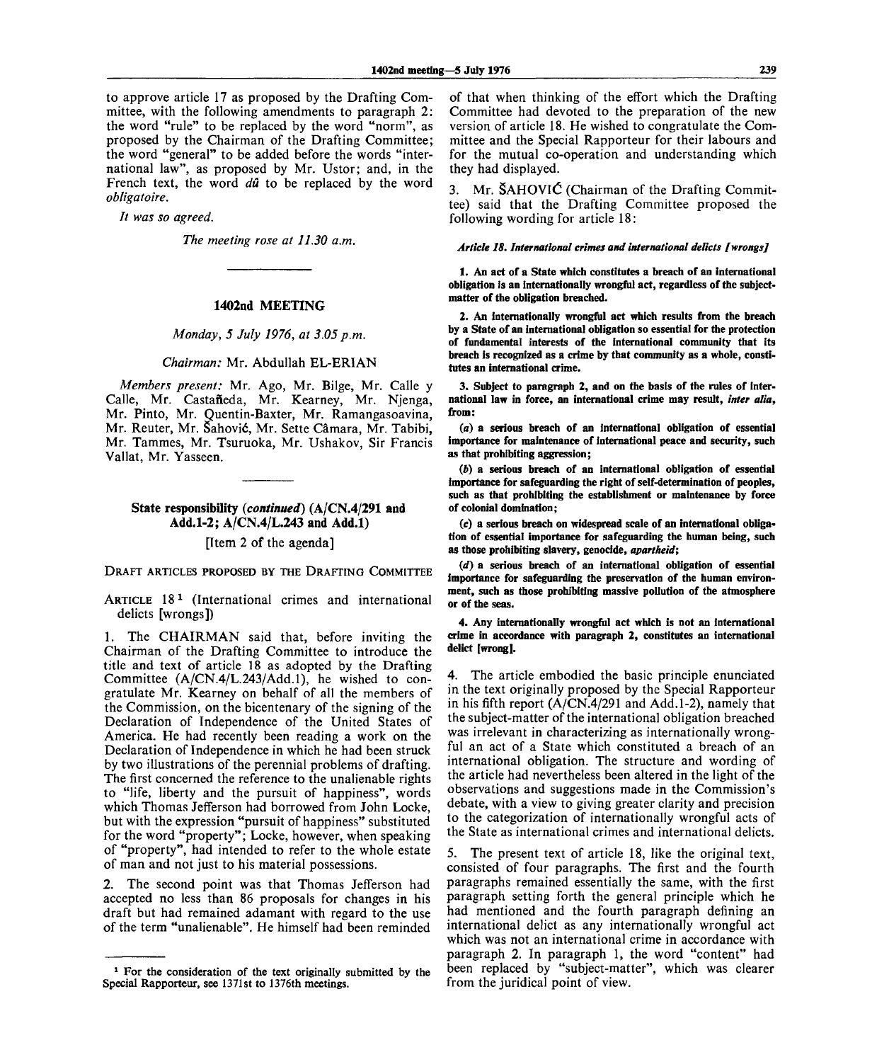to approve article 17 as proposed by the Drafting Committee, with the following amendments to paragraph 2: the word "rule" to be replaced by the word "norm", as proposed by the Chairman of the Drafting Committee; the word "general" to be added before the words "international law", as proposed by Mr. Ustor; and, in the French text, the word *dû* to be replaced by the word *obligatoire.*

*It was so agreed.*

*The meeting rose at 11.30 a.m.*

---

## 1402nd MEETING

*Monday, 5 July 1976, at 3.05 p.m.*

*Chairman:* Mr. Abdullah EL-ERIAN

*Members present:* Mr. Ago, Mr. Bilge, Mr. Calle y Calle, Mr. Castañeda, Mr. Kearney, Mr. Njenga, Mr. Pinto, Mr. Quentin-Baxter, Mr. Ramangasoavina, Mr. Reuter, Mr. Šahović, Mr. Sette Câmara, Mr. Tabibi, Mr. Tammes, Mr. Tsuruoka, Mr. Ushakov, Sir Francis Vallat, Mr. Yasseen.

---

### State responsibility (*continued*) (A/CN.4/291 and Add.1-2; A/CN.4/L.243 and Add.1)

[Item 2 of the agenda]

DRAFT ARTICLES PROPOSED BY THE DRAFTING COMMITTEE

ARTICLE 18[1] (International crimes and international delicts [wrongs])

1. The CHAIRMAN said that, before inviting the Chairman of the Drafting Committee to introduce the title and text of article 18 as adopted by the Drafting Committee (A/CN.4/L.243/Add.1), he wished to congratulate Mr. Kearney on behalf of all the members of the Commission, on the bicentenary of the signing of the Declaration of Independence of the United States of America. He had recently been reading a work on the Declaration of Independence in which he had been struck by two illustrations of the perennial problems of drafting. The first concerned the reference to the unalienable rights to "life, liberty and the pursuit of happiness", words which Thomas Jefferson had borrowed from John Locke, but with the expression "pursuit of happiness" substituted for the word "property"; Locke, however, when speaking of "property", had intended to refer to the whole estate of man and not just to his material possessions.

2. The second point was that Thomas Jefferson had accepted no less than 86 proposals for changes in his draft but had remained adamant with regard to the use of the term "unalienable". He himself had been reminded of that when thinking of the effort which the Drafting Committee had devoted to the preparation of the new version of article 18. He wished to congratulate the Committee and the Special Rapporteur for their labours and for the mutual co-operation and understanding which they had displayed.

3. Mr. ŠAHOVIĆ (Chairman of the Drafting Committee) said that the Drafting Committee proposed the following wording for article 18:

***Article 18. International crimes and international delicts [wrongs]***

**1. An act of a State which constitutes a breach of an international obligation is an internationally wrongful act, regardless of the subject-matter of the obligation breached.**

**2. An internationally wrongful act which results from the breach by a State of an international obligation so essential for the protection of fundamental interests of the international community that its breach is recognized as a crime by that community as a whole, constitutes an international crime.**

**3. Subject to paragraph 2, and on the basis of the rules of international law in force, an international crime may result, *inter alia*, from:**

**(*a*) a serious breach of an international obligation of essential importance for maintenance of international peace and security, such as that prohibiting aggression;**

**(*b*) a serious breach of an international obligation of essential importance for safeguarding the right of self-determination of peoples, such as that prohibiting the establishment or maintenance by force of colonial domination;**

**(*c*) a serious breach on widespread scale of an international obligation of essential importance for safeguarding the human being, such as those prohibiting slavery, genocide, *apartheid*;**

**(*d*) a serious breach of an international obligation of essential importance for safeguarding the preservation of the human environment, such as those prohibiting massive pollution of the atmosphere or of the seas.**

**4. Any internationally wrongful act which is not an international crime in accordance with paragraph 2, constitutes an international delict [wrong].**

4. The article embodied the basic principle enunciated in the text originally proposed by the Special Rapporteur in his fifth report (A/CN.4/291 and Add.1-2), namely that the subject-matter of the international obligation breached was irrelevant in characterizing as internationally wrongful an act of a State which constituted a breach of an international obligation. The structure and wording of the article had nevertheless been altered in the light of the observations and suggestions made in the Commission's debate, with a view to giving greater clarity and precision to the categorization of internationally wrongful acts of the State as international crimes and international delicts.

5. The present text of article 18, like the original text, consisted of four paragraphs. The first and the fourth paragraphs remained essentially the same, with the first paragraph setting forth the general principle which he had mentioned and the fourth paragraph defining an international delict as any internationally wrongful act which was not an international crime in accordance with paragraph 2. In paragraph 1, the word "content" had been replaced by "subject-matter", which was clearer from the juridical point of view.

---

[1] For the consideration of the text originally submitted by the Special Rapporteur, see 1371st to 1376th meetings.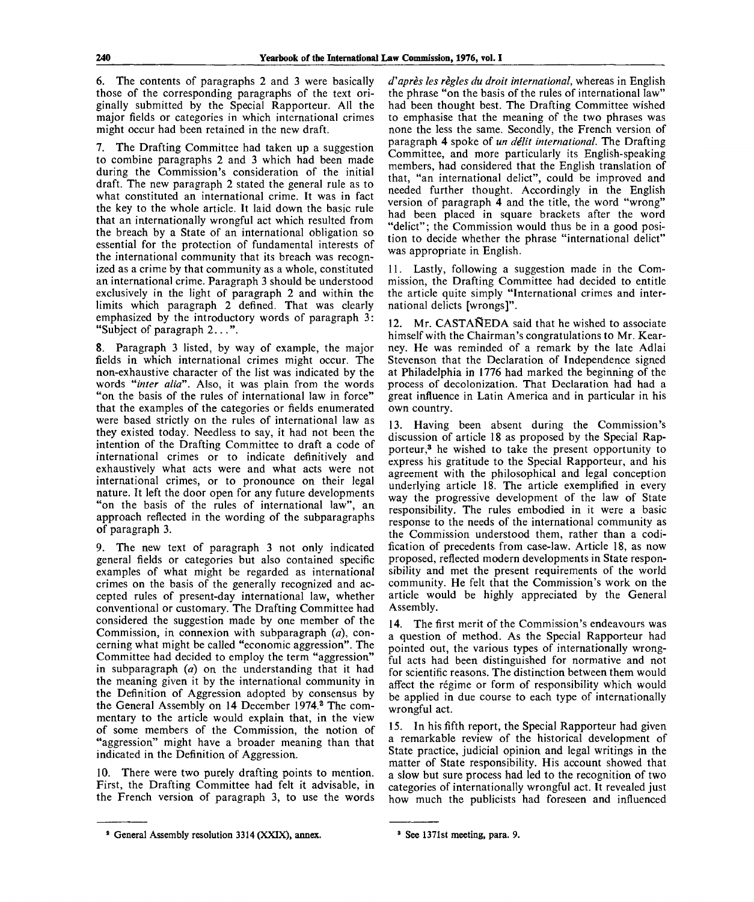6. The contents of paragraphs 2 and 3 were basically those of the corresponding paragraphs of the text originally submitted by the Special Rapporteur. All the major fields or categories in which international crimes might occur had been retained in the new draft.

7. The Drafting Committee had taken up a suggestion to combine paragraphs 2 and 3 which had been made during the Commission's consideration of the initial draft. The new paragraph 2 stated the general rule as to what constituted an international crime. It was in fact the key to the whole article. It laid down the basic rule that an internationally wrongful act which resulted from the breach by a State of an international obligation so essential for the protection of fundamental interests of the international community that its breach was recognized as a crime by that community as a whole, constituted an international crime. Paragraph 3 should be understood exclusively in the light of paragraph 2 and within the limits which paragraph 2 defined. That was clearly emphasized by the introductory words of paragraph 3: "Subject of paragraph 2...".

8. Paragraph 3 listed, by way of example, the major fields in which international crimes might occur. The non-exhaustive character of the list was indicated by the words "*inter alia*". Also, it was plain from the words "on the basis of the rules of international law in force" that the examples of the categories or fields enumerated were based strictly on the rules of international law as they existed today. Needless to say, it had not been the intention of the Drafting Committee to draft a code of international crimes or to indicate definitively and exhaustively what acts were and what acts were not international crimes, or to pronounce on their legal nature. It left the door open for any future developments "on the basis of the rules of international law", an approach reflected in the wording of the subparagraphs of paragraph 3.

9. The new text of paragraph 3 not only indicated general fields or categories but also contained specific examples of what might be regarded as international crimes on the basis of the generally recognized and accepted rules of present-day international law, whether conventional or customary. The Drafting Committee had considered the suggestion made by one member of the Commission, in connexion with subparagraph (*a*), concerning what might be called "economic aggression". The Committee had decided to employ the term "aggression" in subparagraph (*a*) on the understanding that it had the meaning given it by the international community in the Definition of Aggression adopted by consensus by the General Assembly on 14 December 1974.[2] The commentary to the article would explain that, in the view of some members of the Commission, the notion of "aggression" might have a broader meaning than that indicated in the Definition of Aggression.

10. There were two purely drafting points to mention. First, the Drafting Committee had felt it advisable, in the French version of paragraph 3, to use the words *d'après les règles du droit international*, whereas in English the phrase "on the basis of the rules of international law" had been thought best. The Drafting Committee wished to emphasise that the meaning of the two phrases was none the less the same. Secondly, the French version of paragraph 4 spoke of *un délit international*. The Drafting Committee, and more particularly its English-speaking members, had considered that the English translation of that, "an international delict", could be improved and needed further thought. Accordingly in the English version of paragraph 4 and the title, the word "wrong" had been placed in square brackets after the word "delict"; the Commission would thus be in a good position to decide whether the phrase "international delict" was appropriate in English.

11. Lastly, following a suggestion made in the Commission, the Drafting Committee had decided to entitle the article quite simply "International crimes and international delicts [wrongs]".

12. Mr. CASTAÑEDA said that he wished to associate himself with the Chairman's congratulations to Mr. Kearney. He was reminded of a remark by the late Adlai Stevenson that the Declaration of Independence signed at Philadelphia in 1776 had marked the beginning of the process of decolonization. That Declaration had had a great influence in Latin America and in particular in his own country.

13. Having been absent during the Commission's discussion of article 18 as proposed by the Special Rapporteur,[3] he wished to take the present opportunity to express his gratitude to the Special Rapporteur, and his agreement with the philosophical and legal conception underlying article 18. The article exemplified in every way the progressive development of the law of State responsibility. The rules embodied in it were a basic response to the needs of the international community as the Commission understood them, rather than a codification of precedents from case-law. Article 18, as now proposed, reflected modern developments in State responsibility and met the present requirements of the world community. He felt that the Commission's work on the article would be highly appreciated by the General Assembly.

14. The first merit of the Commission's endeavours was a question of method. As the Special Rapporteur had pointed out, the various types of internationally wrongful acts had been distinguished for normative and not for scientific reasons. The distinction between them would affect the régime or form of responsibility which would be applied in due course to each type of internationally wrongful act.

15. In his fifth report, the Special Rapporteur had given a remarkable review of the historical development of State practice, judicial opinion and legal writings in the matter of State responsibility. His account showed that a slow but sure process had led to the recognition of two categories of internationally wrongful act. It revealed just how much the publicists had foreseen and influenced

---

[2] General Assembly resolution 3314 (XXIX), annex.

[3] See 1371st meeting, para. 9.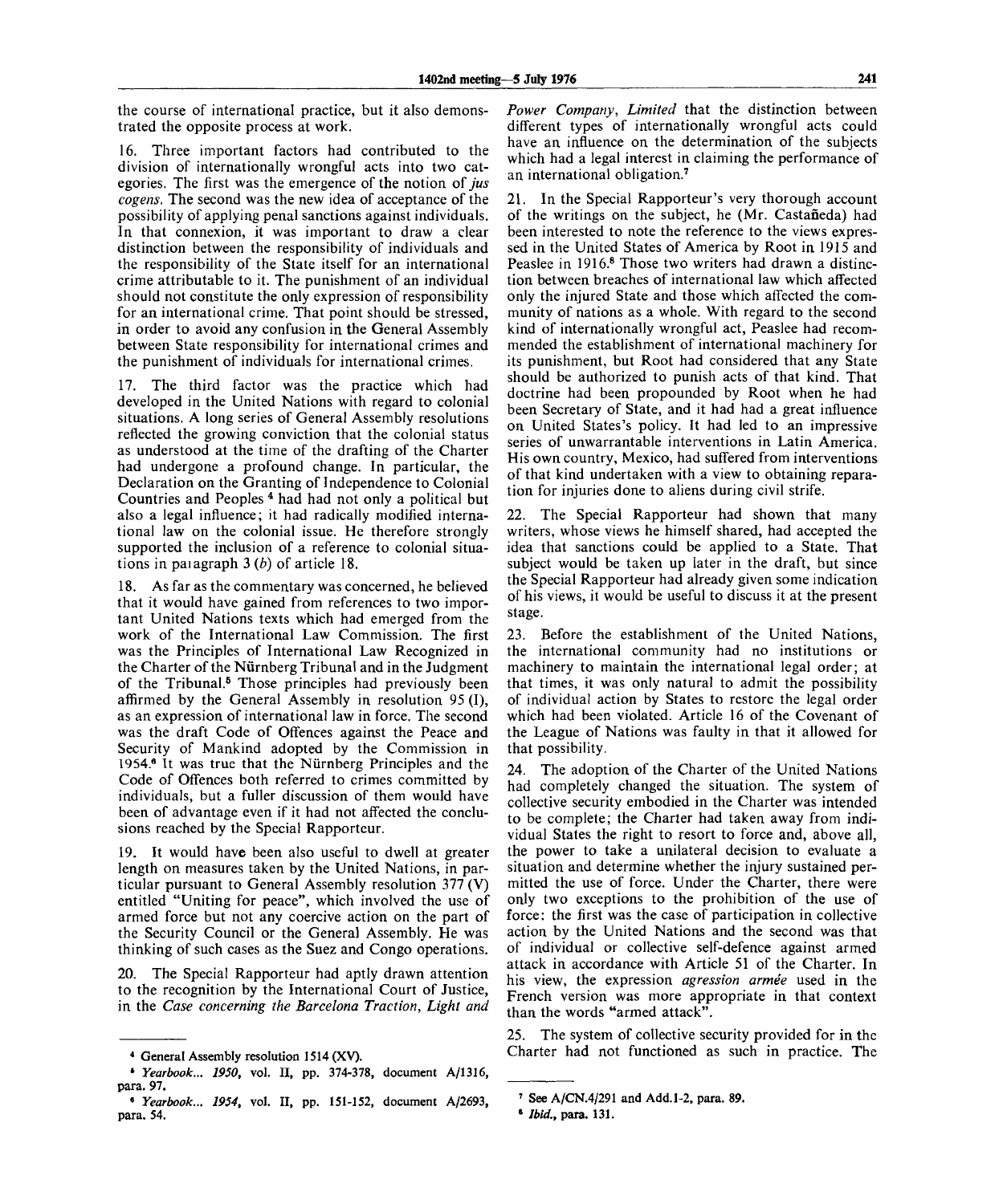the course of international practice, but it also demonstrated the opposite process at work.

16. Three important factors had contributed to the division of internationally wrongful acts into two categories. The first was the emergence of the notion of *jus cogens.* The second was the new idea of acceptance of the possibility of applying penal sanctions against individuals. In that connexion, it was important to draw a clear distinction between the responsibility of individuals and the responsibility of the State itself for an international crime attributable to it. The punishment of an individual should not constitute the only expression of responsibility for an international crime. That point should be stressed, in order to avoid any confusion in the General Assembly between State responsibility for international crimes and the punishment of individuals for international crimes.

17. The third factor was the practice which had developed in the United Nations with regard to colonial situations. A long series of General Assembly resolutions reflected the growing conviction that the colonial status as understood at the time of the drafting of the Charter had undergone a profound change. In particular, the Declaration on the Granting of Independence to Colonial Countries and Peoples [4] had had not only a political but also a legal influence; it had radically modified international law on the colonial issue. He therefore strongly supported the inclusion of a reference to colonial situations in paragraph 3 (*b*) of article 18.

18. As far as the commentary was concerned, he believed that it would have gained from references to two important United Nations texts which had emerged from the work of the International Law Commission. The first was the Principles of International Law Recognized in the Charter of the Nürnberg Tribunal and in the Judgment of the Tribunal.[5] Those principles had previously been affirmed by the General Assembly in resolution 95 (I), as an expression of international law in force. The second was the draft Code of Offences against the Peace and Security of Mankind adopted by the Commission in 1954.[6] It was true that the Nürnberg Principles and the Code of Offences both referred to crimes committed by individuals, but a fuller discussion of them would have been of advantage even if it had not affected the conclusions reached by the Special Rapporteur.

19. It would have been also useful to dwell at greater length on measures taken by the United Nations, in particular pursuant to General Assembly resolution 377 (V) entitled "Uniting for peace", which involved the use of armed force but not any coercive action on the part of the Security Council or the General Assembly. He was thinking of such cases as the Suez and Congo operations.

20. The Special Rapporteur had aptly drawn attention to the recognition by the International Court of Justice, in the *Case concerning the Barcelona Traction, Light and Power Company, Limited* that the distinction between different types of internationally wrongful acts could have an influence on the determination of the subjects which had a legal interest in claiming the performance of an international obligation.[7]

21. In the Special Rapporteur's very thorough account of the writings on the subject, he (Mr. Castañeda) had been interested to note the reference to the views expressed in the United States of America by Root in 1915 and Peaslee in 1916.[8] Those two writers had drawn a distinction between breaches of international law which affected only the injured State and those which affected the community of nations as a whole. With regard to the second kind of internationally wrongful act, Peaslee had recommended the establishment of international machinery for its punishment, but Root had considered that any State should be authorized to punish acts of that kind. That doctrine had been propounded by Root when he had been Secretary of State, and it had had a great influence on United States's policy. It had led to an impressive series of unwarrantable interventions in Latin America. His own country, Mexico, had suffered from interventions of that kind undertaken with a view to obtaining reparation for injuries done to aliens during civil strife.

22. The Special Rapporteur had shown that many writers, whose views he himself shared, had accepted the idea that sanctions could be applied to a State. That subject would be taken up later in the draft, but since the Special Rapporteur had already given some indication of his views, it would be useful to discuss it at the present stage.

23. Before the establishment of the United Nations, the international community had no institutions or machinery to maintain the international legal order; at that times, it was only natural to admit the possibility of individual action by States to restore the legal order which had been violated. Article 16 of the Covenant of the League of Nations was faulty in that it allowed for that possibility.

24. The adoption of the Charter of the United Nations had completely changed the situation. The system of collective security embodied in the Charter was intended to be complete; the Charter had taken away from individual States the right to resort to force and, above all, the power to take a unilateral decision to evaluate a situation and determine whether the injury sustained permitted the use of force. Under the Charter, there were only two exceptions to the prohibition of the use of force: the first was the case of participation in collective action by the United Nations and the second was that of individual or collective self-defence against armed attack in accordance with Article 51 of the Charter. In his view, the expression *agression armée* used in the French version was more appropriate in that context than the words "armed attack".

25. The system of collective security provided for in the Charter had not functioned as such in practice. The

---

[4] General Assembly resolution 1514 (XV).

[5] *Yearbook... 1950,* vol. II, pp. 374-378, document A/1316, para. 97.

[6] *Yearbook... 1954,* vol. II, pp. 151-152, document A/2693, para. 54.

[7] See A/CN.4/291 and Add.1-2, para. 89.

[8] *Ibid.,* para. 131.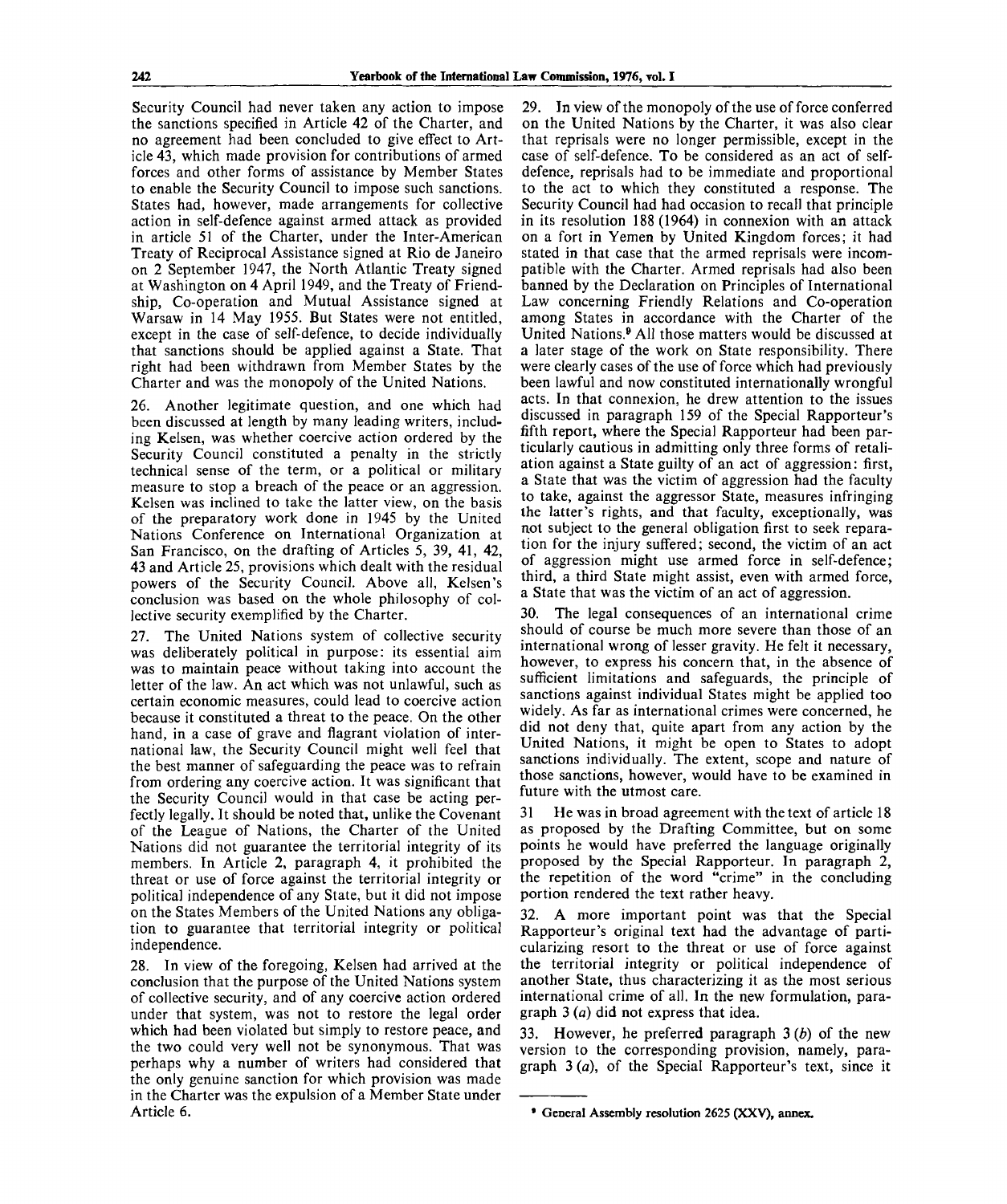Security Council had never taken any action to impose the sanctions specified in Article 42 of the Charter, and no agreement had been concluded to give effect to Article 43, which made provision for contributions of armed forces and other forms of assistance by Member States to enable the Security Council to impose such sanctions. States had, however, made arrangements for collective action in self-defence against armed attack as provided in article 51 of the Charter, under the Inter-American Treaty of Reciprocal Assistance signed at Rio de Janeiro on 2 September 1947, the North Atlantic Treaty signed at Washington on 4 April 1949, and the Treaty of Friendship, Co-operation and Mutual Assistance signed at Warsaw in 14 May 1955. But States were not entitled, except in the case of self-defence, to decide individually that sanctions should be applied against a State. That right had been withdrawn from Member States by the Charter and was the monopoly of the United Nations.

26. Another legitimate question, and one which had been discussed at length by many leading writers, including Kelsen, was whether coercive action ordered by the Security Council constituted a penalty in the strictly technical sense of the term, or a political or military measure to stop a breach of the peace or an aggression. Kelsen was inclined to take the latter view, on the basis of the preparatory work done in 1945 by the United Nations Conference on International Organization at San Francisco, on the drafting of Articles 5, 39, 41, 42, 43 and Article 25, provisions which dealt with the residual powers of the Security Council. Above all, Kelsen's conclusion was based on the whole philosophy of collective security exemplified by the Charter.

27. The United Nations system of collective security was deliberately political in purpose: its essential aim was to maintain peace without taking into account the letter of the law. An act which was not unlawful, such as certain economic measures, could lead to coercive action because it constituted a threat to the peace. On the other hand, in a case of grave and flagrant violation of international law, the Security Council might well feel that the best manner of safeguarding the peace was to refrain from ordering any coercive action. It was significant that the Security Council would in that case be acting perfectly legally. It should be noted that, unlike the Covenant of the League of Nations, the Charter of the United Nations did not guarantee the territorial integrity of its members. In Article 2, paragraph 4, it prohibited the threat or use of force against the territorial integrity or political independence of any State, but it did not impose on the States Members of the United Nations any obligation to guarantee that territorial integrity or political independence.

28. In view of the foregoing, Kelsen had arrived at the conclusion that the purpose of the United Nations system of collective security, and of any coercive action ordered under that system, was not to restore the legal order which had been violated but simply to restore peace, and the two could very well not be synonymous. That was perhaps why a number of writers had considered that the only genuine sanction for which provision was made in the Charter was the expulsion of a Member State under Article 6.

29. In view of the monopoly of the use of force conferred on the United Nations by the Charter, it was also clear that reprisals were no longer permissible, except in the case of self-defence. To be considered as an act of self-defence, reprisals had to be immediate and proportional to the act to which they constituted a response. The Security Council had had occasion to recall that principle in its resolution 188 (1964) in connexion with an attack on a fort in Yemen by United Kingdom forces; it had stated in that case that the armed reprisals were incompatible with the Charter. Armed reprisals had also been banned by the Declaration on Principles of International Law concerning Friendly Relations and Co-operation among States in accordance with the Charter of the United Nations.[9] All those matters would be discussed at a later stage of the work on State responsibility. There were clearly cases of the use of force which had previously been lawful and now constituted internationally wrongful acts. In that connexion, he drew attention to the issues discussed in paragraph 159 of the Special Rapporteur's fifth report, where the Special Rapporteur had been particularly cautious in admitting only three forms of retaliation against a State guilty of an act of aggression: first, a State that was the victim of aggression had the faculty to take, against the aggressor State, measures infringing the latter's rights, and that faculty, exceptionally, was not subject to the general obligation first to seek reparation for the injury suffered; second, the victim of an act of aggression might use armed force in self-defence; third, a third State might assist, even with armed force, a State that was the victim of an act of aggression.

30. The legal consequences of an international crime should of course be much more severe than those of an international wrong of lesser gravity. He felt it necessary, however, to express his concern that, in the absence of sufficient limitations and safeguards, the principle of sanctions against individual States might be applied too widely. As far as international crimes were concerned, he did not deny that, quite apart from any action by the United Nations, it might be open to States to adopt sanctions individually. The extent, scope and nature of those sanctions, however, would have to be examined in future with the utmost care.

31 He was in broad agreement with the text of article 18 as proposed by the Drafting Committee, but on some points he would have preferred the language originally proposed by the Special Rapporteur. In paragraph 2, the repetition of the word "crime" in the concluding portion rendered the text rather heavy.

32. A more important point was that the Special Rapporteur's original text had the advantage of particularizing resort to the threat or use of force against the territorial integrity or political independence of another State, thus characterizing it as the most serious international crime of all. In the new formulation, paragraph 3 (*a*) did not express that idea.

33. However, he preferred paragraph 3 (*b*) of the new version to the corresponding provision, namely, paragraph 3 (*a*), of the Special Rapporteur's text, since it

---

[9] General Assembly resolution 2625 (XXV), annex.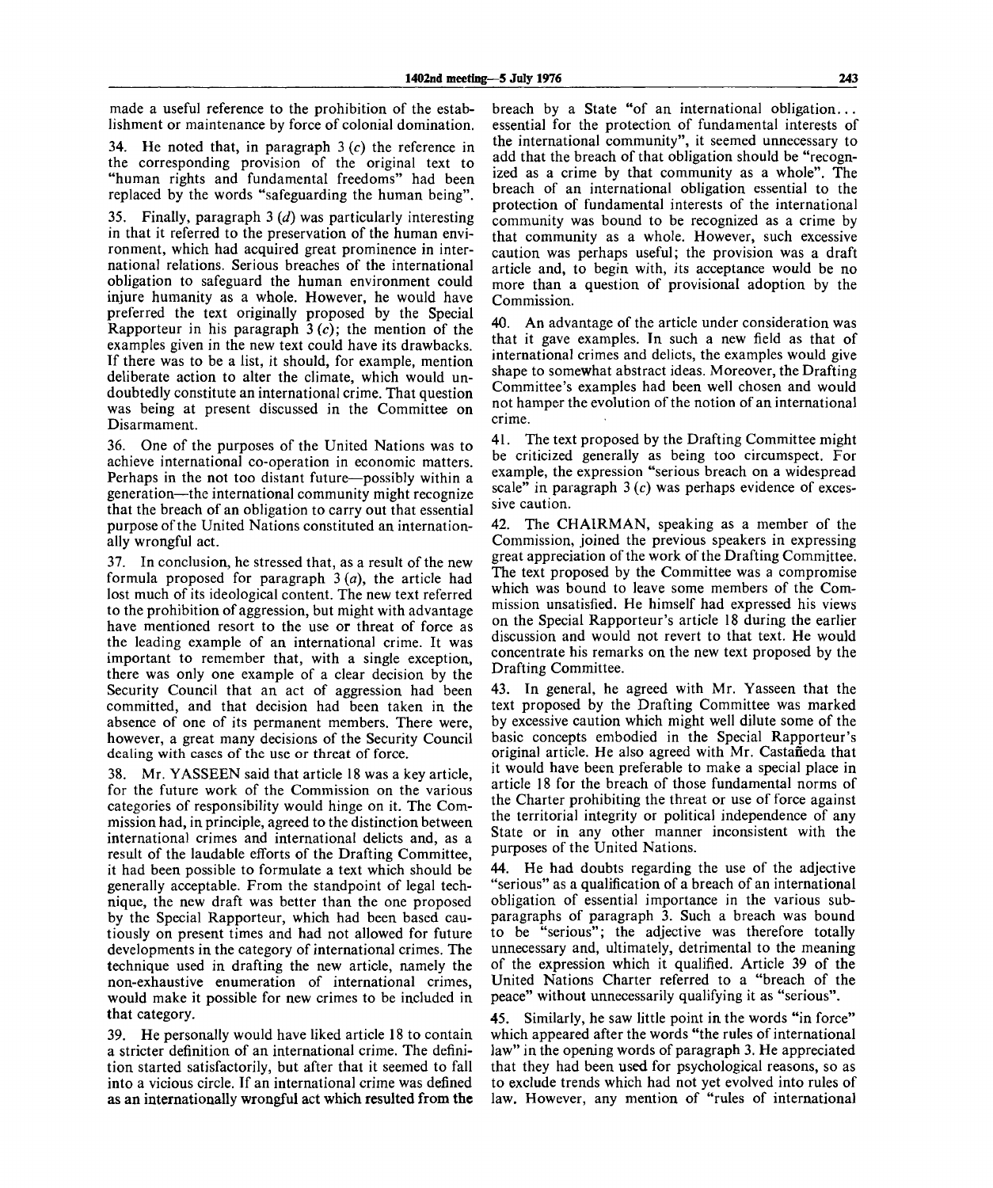made a useful reference to the prohibition of the establishment or maintenance by force of colonial domination.

34. He noted that, in paragraph 3 (*c*) the reference in the corresponding provision of the original text to "human rights and fundamental freedoms" had been replaced by the words "safeguarding the human being".

35. Finally, paragraph 3 (*d*) was particularly interesting in that it referred to the preservation of the human environment, which had acquired great prominence in international relations. Serious breaches of the international obligation to safeguard the human environment could injure humanity as a whole. However, he would have preferred the text originally proposed by the Special Rapporteur in his paragraph 3 (*c*); the mention of the examples given in the new text could have its drawbacks. If there was to be a list, it should, for example, mention deliberate action to alter the climate, which would undoubtedly constitute an international crime. That question was being at present discussed in the Committee on Disarmament.

36. One of the purposes of the United Nations was to achieve international co-operation in economic matters. Perhaps in the not too distant future—possibly within a generation—the international community might recognize that the breach of an obligation to carry out that essential purpose of the United Nations constituted an internationally wrongful act.

37. In conclusion, he stressed that, as a result of the new formula proposed for paragraph 3 (*a*), the article had lost much of its ideological content. The new text referred to the prohibition of aggression, but might with advantage have mentioned resort to the use or threat of force as the leading example of an international crime. It was important to remember that, with a single exception, there was only one example of a clear decision by the Security Council that an act of aggression had been committed, and that decision had been taken in the absence of one of its permanent members. There were, however, a great many decisions of the Security Council dealing with cases of the use or threat of force.

38. Mr. YASSEEN said that article 18 was a key article, for the future work of the Commission on the various categories of responsibility would hinge on it. The Commission had, in principle, agreed to the distinction between international crimes and international delicts and, as a result of the laudable efforts of the Drafting Committee, it had been possible to formulate a text which should be generally acceptable. From the standpoint of legal technique, the new draft was better than the one proposed by the Special Rapporteur, which had been based cautiously on present times and had not allowed for future developments in the category of international crimes. The technique used in drafting the new article, namely the non-exhaustive enumeration of international crimes, would make it possible for new crimes to be included in that category.

39. He personally would have liked article 18 to contain a stricter definition of an international crime. The definition started satisfactorily, but after that it seemed to fall into a vicious circle. If an international crime was defined as an internationally wrongful act which resulted from the breach by a State "of an international obligation... essential for the protection of fundamental interests of the international community", it seemed unnecessary to add that the breach of that obligation should be "recognized as a crime by that community as a whole". The breach of an international obligation essential to the protection of fundamental interests of the international community was bound to be recognized as a crime by that community as a whole. However, such excessive caution was perhaps useful; the provision was a draft article and, to begin with, its acceptance would be no more than a question of provisional adoption by the Commission.

40. An advantage of the article under consideration was that it gave examples. In such a new field as that of international crimes and delicts, the examples would give shape to somewhat abstract ideas. Moreover, the Drafting Committee's examples had been well chosen and would not hamper the evolution of the notion of an international crime.

41. The text proposed by the Drafting Committee might be criticized generally as being too circumspect. For example, the expression "serious breach on a widespread scale" in paragraph 3 (*c*) was perhaps evidence of excessive caution.

42. The CHAIRMAN, speaking as a member of the Commission, joined the previous speakers in expressing great appreciation of the work of the Drafting Committee. The text proposed by the Committee was a compromise which was bound to leave some members of the Commission unsatisfied. He himself had expressed his views on the Special Rapporteur's article 18 during the earlier discussion and would not revert to that text. He would concentrate his remarks on the new text proposed by the Drafting Committee.

43. In general, he agreed with Mr. Yasseen that the text proposed by the Drafting Committee was marked by excessive caution which might well dilute some of the basic concepts embodied in the Special Rapporteur's original article. He also agreed with Mr. Castañeda that it would have been preferable to make a special place in article 18 for the breach of those fundamental norms of the Charter prohibiting the threat or use of force against the territorial integrity or political independence of any State or in any other manner inconsistent with the purposes of the United Nations.

44. He had doubts regarding the use of the adjective "serious" as a qualification of a breach of an international obligation of essential importance in the various subparagraphs of paragraph 3. Such a breach was bound to be "serious"; the adjective was therefore totally unnecessary and, ultimately, detrimental to the meaning of the expression which it qualified. Article 39 of the United Nations Charter referred to a "breach of the peace" without unnecessarily qualifying it as "serious".

45. Similarly, he saw little point in the words "in force" which appeared after the words "the rules of international law" in the opening words of paragraph 3. He appreciated that they had been used for psychological reasons, so as to exclude trends which had not yet evolved into rules of law. However, any mention of "rules of international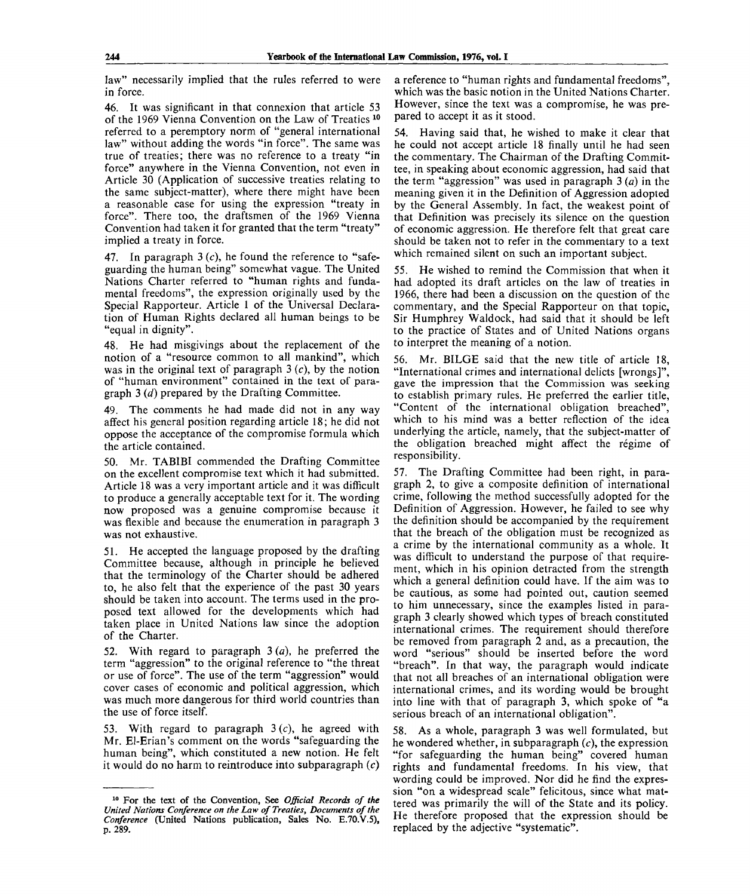law" necessarily implied that the rules referred to were in force.

46. It was significant in that connexion that article 53 of the 1969 Vienna Convention on the Law of Treaties [10] referred to a peremptory norm of "general international law" without adding the words "in force". The same was true of treaties; there was no reference to a treaty "in force" anywhere in the Vienna Convention, not even in Article 30 (Application of successive treaties relating to the same subject-matter), where there might have been a reasonable case for using the expression "treaty in force". There too, the draftsmen of the 1969 Vienna Convention had taken it for granted that the term "treaty" implied a treaty in force.

47. In paragraph 3 (*c*), he found the reference to "safeguarding the human being" somewhat vague. The United Nations Charter referred to "human rights and fundamental freedoms", the expression originally used by the Special Rapporteur. Article 1 of the Universal Declaration of Human Rights declared all human beings to be "equal in dignity".

48. He had misgivings about the replacement of the notion of a "resource common to all mankind", which was in the original text of paragraph 3 (*c*), by the notion of "human environment" contained in the text of paragraph 3 (*d*) prepared by the Drafting Committee.

49. The comments he had made did not in any way affect his general position regarding article 18; he did not oppose the acceptance of the compromise formula which the article contained.

50. Mr. TABIBI commended the Drafting Committee on the excellent compromise text which it had submitted. Article 18 was a very important article and it was difficult to produce a generally acceptable text for it. The wording now proposed was a genuine compromise because it was flexible and because the enumeration in paragraph 3 was not exhaustive.

51. He accepted the language proposed by the drafting Committee because, although in principle he believed that the terminology of the Charter should be adhered to, he also felt that the experience of the past 30 years should be taken into account. The terms used in the proposed text allowed for the developments which had taken place in United Nations law since the adoption of the Charter.

52. With regard to paragraph 3 (*a*), he preferred the term "aggression" to the original reference to "the threat or use of force". The use of the term "aggression" would cover cases of economic and political aggression, which was much more dangerous for third world countries than the use of force itself.

53. With regard to paragraph 3 (*c*), he agreed with Mr. El-Erian's comment on the words "safeguarding the human being", which constituted a new notion. He felt it would do no harm to reintroduce into subparagraph (*c*) a reference to "human rights and fundamental freedoms", which was the basic notion in the United Nations Charter. However, since the text was a compromise, he was prepared to accept it as it stood.

54. Having said that, he wished to make it clear that he could not accept article 18 finally until he had seen the commentary. The Chairman of the Drafting Committee, in speaking about economic aggression, had said that the term "aggression" was used in paragraph 3 (*a*) in the meaning given it in the Definition of Aggression adopted by the General Assembly. In fact, the weakest point of that Definition was precisely its silence on the question of economic aggression. He therefore felt that great care should be taken not to refer in the commentary to a text which remained silent on such an important subject.

55. He wished to remind the Commission that when it had adopted its draft articles on the law of treaties in 1966, there had been a discussion on the question of the commentary, and the Special Rapporteur on that topic, Sir Humphrey Waldock, had said that it should be left to the practice of States and of United Nations organs to interpret the meaning of a notion.

56. Mr. BILGE said that the new title of article 18, "International crimes and international delicts [wrongs]", gave the impression that the Commission was seeking to establish primary rules. He preferred the earlier title, "Content of the international obligation breached", which to his mind was a better reflection of the idea underlying the article, namely, that the subject-matter of the obligation breached might affect the régime of responsibility.

57. The Drafting Committee had been right, in paragraph 2, to give a composite definition of international crime, following the method successfully adopted for the Definition of Aggression. However, he failed to see why the definition should be accompanied by the requirement that the breach of the obligation must be recognized as a crime by the international community as a whole. It was difficult to understand the purpose of that requirement, which in his opinion detracted from the strength which a general definition could have. If the aim was to be cautious, as some had pointed out, caution seemed to him unnecessary, since the examples listed in paragraph 3 clearly showed which types of breach constituted international crimes. The requirement should therefore be removed from paragraph 2 and, as a precaution, the word "serious" should be inserted before the word "breach". In that way, the paragraph would indicate that not all breaches of an international obligation were international crimes, and its wording would be brought into line with that of paragraph 3, which spoke of "a serious breach of an international obligation".

58. As a whole, paragraph 3 was well formulated, but he wondered whether, in subparagraph (*c*), the expression "for safeguarding the human being" covered human rights and fundamental freedoms. In his view, that wording could be improved. Nor did he find the expression "on a widespread scale" felicitous, since what mattered was primarily the will of the State and its policy. He therefore proposed that the expression should be replaced by the adjective "systematic".

---

[10] For the text of the Convention, See *Official Records of the United Nations Conference on the Law of Treaties, Documents of the Conference* (United Nations publication, Sales No. E.70.V.5), p. 289.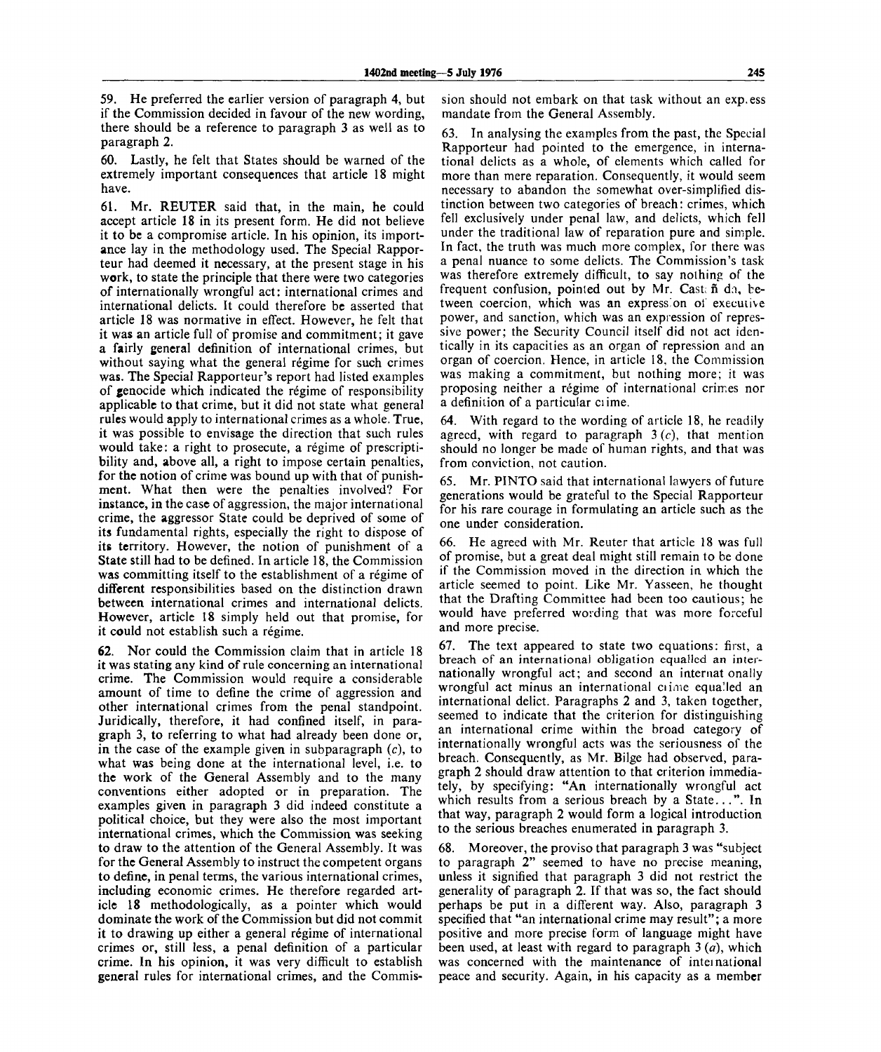59. He preferred the earlier version of paragraph 4, but if the Commission decided in favour of the new wording, there should be a reference to paragraph 3 as well as to paragraph 2.

60. Lastly, he felt that States should be warned of the extremely important consequences that article 18 might have.

61. Mr. REUTER said that, in the main, he could accept article 18 in its present form. He did not believe it to be a compromise article. In his opinion, its importance lay in the methodology used. The Special Rapporteur had deemed it necessary, at the present stage in his work, to state the principle that there were two categories of internationally wrongful act: international crimes and international delicts. It could therefore be asserted that article 18 was normative in effect. However, he felt that it was an article full of promise and commitment; it gave a fairly general definition of international crimes, but without saying what the general régime for such crimes was. The Special Rapporteur's report had listed examples of genocide which indicated the régime of responsibility applicable to that crime, but it did not state what general rules would apply to international crimes as a whole. True, it was possible to envisage the direction that such rules would take: a right to prosecute, a régime of prescriptibility and, above all, a right to impose certain penalties, for the notion of crime was bound up with that of punishment. What then were the penalties involved? For instance, in the case of aggression, the major international crime, the aggressor State could be deprived of some of its fundamental rights, especially the right to dispose of its territory. However, the notion of punishment of a State still had to be defined. In article 18, the Commission was committing itself to the establishment of a régime of different responsibilities based on the distinction drawn between international crimes and international delicts. However, article 18 simply held out that promise, for it could not establish such a régime.

62. Nor could the Commission claim that in article 18 it was stating any kind of rule concerning an international crime. The Commission would require a considerable amount of time to define the crime of aggression and other international crimes from the penal standpoint. Juridically, therefore, it had confined itself, in paragraph 3, to referring to what had already been done or, in the case of the example given in subparagraph (*c*), to what was being done at the international level, i.e. to the work of the General Assembly and to the many conventions either adopted or in preparation. The examples given in paragraph 3 did indeed constitute a political choice, but they were also the most important international crimes, which the Commission was seeking to draw to the attention of the General Assembly. It was for the General Assembly to instruct the competent organs to define, in penal terms, the various international crimes, including economic crimes. He therefore regarded article 18 methodologically, as a pointer which would dominate the work of the Commission but did not commit it to drawing up either a general régime of international crimes or, still less, a penal definition of a particular crime. In his opinion, it was very difficult to establish general rules for international crimes, and the Commission should not embark on that task without an express mandate from the General Assembly.

63. In analysing the examples from the past, the Special Rapporteur had pointed to the emergence, in international delicts as a whole, of elements which called for more than mere reparation. Consequently, it would seem necessary to abandon the somewhat over-simplified distinction between two categories of breach: crimes, which fell exclusively under penal law, and delicts, which fell under the traditional law of reparation pure and simple. In fact, the truth was much more complex, for there was a penal nuance to some delicts. The Commission's task was therefore extremely difficult, to say nothing of the frequent confusion, pointed out by Mr. Castañeda, between coercion, which was an expression of executive power, and sanction, which was an expression of repressive power; the Security Council itself did not act identically in its capacities as an organ of repression and an organ of coercion. Hence, in article 18, the Commission was making a commitment, but nothing more; it was proposing neither a régime of international crimes nor a definition of a particular crime.

64. With regard to the wording of article 18, he readily agreed, with regard to paragraph 3 (*c*), that mention should no longer be made of human rights, and that was from conviction, not caution.

65. Mr. PINTO said that international lawyers of future generations would be grateful to the Special Rapporteur for his rare courage in formulating an article such as the one under consideration.

66. He agreed with Mr. Reuter that article 18 was full of promise, but a great deal might still remain to be done if the Commission moved in the direction in which the article seemed to point. Like Mr. Yasseen, he thought that the Drafting Committee had been too cautious; he would have preferred wording that was more forceful and more precise.

67. The text appeared to state two equations: first, a breach of an international obligation equalled an internationally wrongful act; and second an internationally wrongful act minus an international crime equalled an international delict. Paragraphs 2 and 3, taken together, seemed to indicate that the criterion for distinguishing an international crime within the broad category of internationally wrongful acts was the seriousness of the breach. Consequently, as Mr. Bilge had observed, paragraph 2 should draw attention to that criterion immediately, by specifying: "An internationally wrongful act which results from a serious breach by a State...". In that way, paragraph 2 would form a logical introduction to the serious breaches enumerated in paragraph 3.

68. Moreover, the proviso that paragraph 3 was "subject to paragraph 2" seemed to have no precise meaning, unless it signified that paragraph 3 did not restrict the generality of paragraph 2. If that was so, the fact should perhaps be put in a different way. Also, paragraph 3 specified that "an international crime may result"; a more positive and more precise form of language might have been used, at least with regard to paragraph 3 (*a*), which was concerned with the maintenance of international peace and security. Again, in his capacity as a member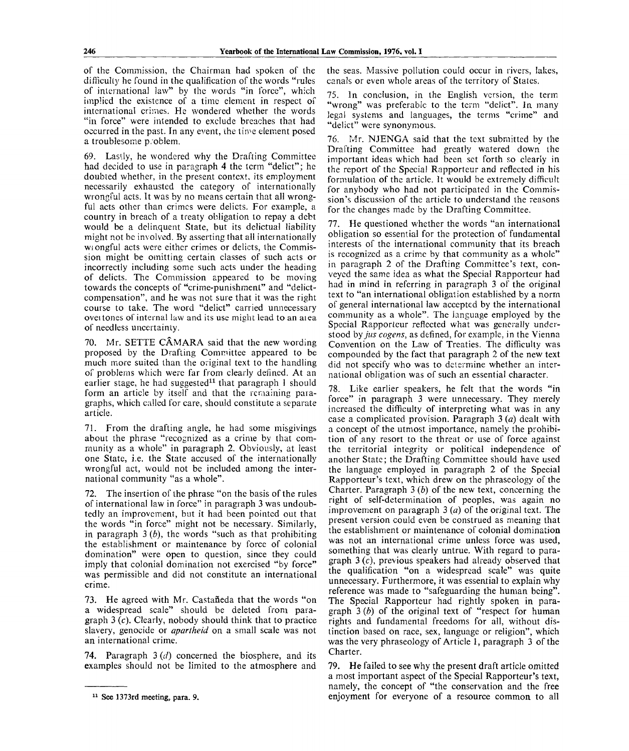of the Commission, the Chairman had spoken of the difficulty he found in the qualification of the words "rules of international law" by the words "in force", which implied the existence of a time element in respect of international crimes. He wondered whether the words "in force" were intended to exclude breaches that had occurred in the past. In any event, the time element posed a troublesome problem.

69. Lastly, he wondered why the Drafting Committee had decided to use in paragraph 4 the term "delict"; he doubted whether, in the present context, its employment necessarily exhausted the category of internationally wrongful acts. It was by no means certain that all wrongful acts other than crimes were delicts. For example, a country in breach of a treaty obligation to repay a debt would be a delinquent State, but its delictual liability might not be involved. By asserting that all internationally wrongful acts were either crimes or delicts, the Commission might be omitting certain classes of such acts or incorrectly including some such acts under the heading of delicts. The Commission appeared to be moving towards the concepts of "crime-punishment" and "delict-compensation", and he was not sure that it was the right course to take. The word "delict" carried unnecessary overtones of internal law and its use might lead to an area of needless uncertainty.

70. Mr. SETTE CÂMARA said that the new wording proposed by the Drafting Committee appeared to be much more suited than the original text to the handling of problems which were far from clearly defined. At an earlier stage, he had suggested[11] that paragraph 1 should form an article by itself and that the remaining paragraphs, which called for care, should constitute a separate article.

71. From the drafting angle, he had some misgivings about the phrase "recognized as a crime by that community as a whole" in paragraph 2. Obviously, at least one State, i.e. the State accused of the internationally wrongful act, would not be included among the international community "as a whole".

72. The insertion of the phrase "on the basis of the rules of international law in force" in paragraph 3 was undoubtedly an improvement, but it had been pointed out that the words "in force" might not be necessary. Similarly, in paragraph 3 (*b*), the words "such as that prohibiting the establishment or maintenance by force of colonial domination" were open to question, since they could imply that colonial domination not exercised "by force" was permissible and did not constitute an international crime.

73. He agreed with Mr. Castañeda that the words "on a widespread scale" should be deleted from paragraph 3 (*c*). Clearly, nobody should think that to practice slavery, genocide or *apartheid* on a small scale was not an international crime.

74. Paragraph 3 (*d*) concerned the biosphere, and its examples should not be limited to the atmosphere and the seas. Massive pollution could occur in rivers, lakes, canals or even whole areas of the territory of States.

75. In conclusion, in the English version, the term "wrong" was preferable to the term "delict". In many legal systems and languages, the terms "crime" and "delict" were synonymous.

76. Mr. NJENGA said that the text submitted by the Drafting Committee had greatly watered down the important ideas which had been set forth so clearly in the report of the Special Rapporteur and reflected in his formulation of the article. It would be extremely difficult for anybody who had not participated in the Commission's discussion of the article to understand the reasons for the changes made by the Drafting Committee.

77. He questioned whether the words "an international obligation so essential for the protection of fundamental interests of the international community that its breach is recognized as a crime by that community as a whole" in paragraph 2 of the Drafting Committee's text, conveyed the same idea as what the Special Rapporteur had had in mind in referring in paragraph 3 of the original text to "an international obligation established by a norm of general international law accepted by the international community as a whole". The language employed by the Special Rapporteur reflected what was generally understood by *jus cogens*, as defined, for example, in the Vienna Convention on the Law of Treaties. The difficulty was compounded by the fact that paragraph 2 of the new text did not specify who was to determine whether an international obligation was of such an essential character.

78. Like earlier speakers, he felt that the words "in force" in paragraph 3 were unnecessary. They merely increased the difficulty of interpreting what was in any case a complicated provision. Paragraph 3 (*a*) dealt with a concept of the utmost importance, namely the prohibition of any resort to the threat or use of force against the territorial integrity or political independence of another State; the Drafting Committee should have used the language employed in paragraph 2 of the Special Rapporteur's text, which drew on the phraseology of the Charter. Paragraph 3 (*b*) of the new text, concerning the right of self-determination of peoples, was again no improvement on paragraph 3 (*a*) of the original text. The present version could even be construed as meaning that the establishment or maintenance of colonial domination was not an international crime unless force was used, something that was clearly untrue. With regard to paragraph 3 (*c*), previous speakers had already observed that the qualification "on a widespread scale" was quite unnecessary. Furthermore, it was essential to explain why reference was made to "safeguarding the human being". The Special Rapporteur had rightly spoken in paragraph 3 (*b*) of the original text of "respect for human rights and fundamental freedoms for all, without distinction based on race, sex, language or religion", which was the very phraseology of Article 1, paragraph 3 of the Charter.

79. He failed to see why the present draft article omitted a most important aspect of the Special Rapporteur's text, namely, the concept of "the conservation and the free enjoyment for everyone of a resource common to all

---

[11] See 1373rd meeting, para. 9.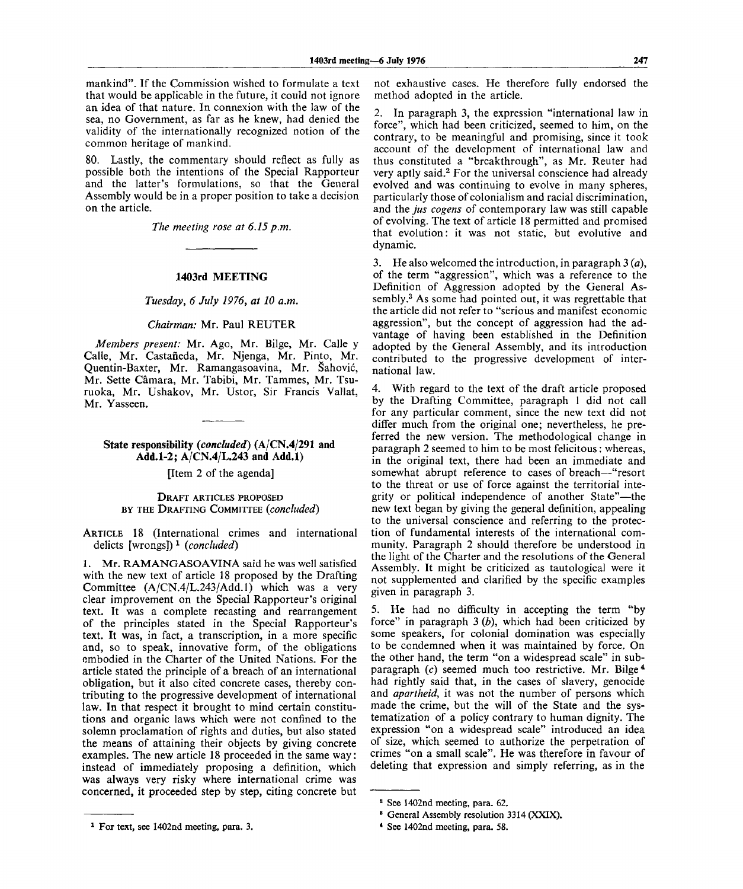mankind". If the Commission wished to formulate a text that would be applicable in the future, it could not ignore an idea of that nature. In connexion with the law of the sea, no Government, as far as he knew, had denied the validity of the internationally recognized notion of the common heritage of mankind.

80. Lastly, the commentary should reflect as fully as possible both the intentions of the Special Rapporteur and the latter's formulations, so that the General Assembly would be in a proper position to take a decision on the article.

*The meeting rose at 6.15 p.m.*

## 1403rd MEETING

*Tuesday, 6 July 1976, at 10 a.m.*

*Chairman:* Mr. Paul REUTER

*Members present:* Mr. Ago, Mr. Bilge, Mr. Calle y Calle, Mr. Castañeda, Mr. Njenga, Mr. Pinto, Mr. Quentin-Baxter, Mr. Ramangasoavina, Mr. Šahović, Mr. Sette Câmara, Mr. Tabibi, Mr. Tammes, Mr. Tsuruoka, Mr. Ushakov, Mr. Ustor, Sir Francis Vallat, Mr. Yasseen.

### State responsibility (*concluded*) (A/CN.4/291 and Add.1-2; A/CN.4/L.243 and Add.1)

[Item 2 of the agenda]

#### DRAFT ARTICLES PROPOSED BY THE DRAFTING COMMITTEE (*concluded*)

ARTICLE 18 (International crimes and international delicts [wrongs])[1] (*concluded*)

1. Mr. RAMANGASOAVINA said he was well satisfied with the new text of article 18 proposed by the Drafting Committee (A/CN.4/L.243/Add.1) which was a very clear improvement on the Special Rapporteur's original text. It was a complete recasting and rearrangement of the principles stated in the Special Rapporteur's text. It was, in fact, a transcription, in a more specific and, so to speak, innovative form, of the obligations embodied in the Charter of the United Nations. For the article stated the principle of a breach of an international obligation, but it also cited concrete cases, thereby contributing to the progressive development of international law. In that respect it brought to mind certain constitutions and organic laws which were not confined to the solemn proclamation of rights and duties, but also stated the means of attaining their objects by giving concrete examples. The new article 18 proceeded in the same way: instead of immediately proposing a definition, which was always very risky where international crime was concerned, it proceeded step by step, citing concrete but not exhaustive cases. He therefore fully endorsed the method adopted in the article.

2. In paragraph 3, the expression "international law in force", which had been criticized, seemed to him, on the contrary, to be meaningful and promising, since it took account of the development of international law and thus constituted a "breakthrough", as Mr. Reuter had very aptly said.[2] For the universal conscience had already evolved and was continuing to evolve in many spheres, particularly those of colonialism and racial discrimination, and the *jus cogens* of contemporary law was still capable of evolving. The text of article 18 permitted and promised that evolution: it was not static, but evolutive and dynamic.

3. He also welcomed the introduction, in paragraph 3 (*a*), of the term "aggression", which was a reference to the Definition of Aggression adopted by the General Assembly.[3] As some had pointed out, it was regrettable that the article did not refer to "serious and manifest economic aggression", but the concept of aggression had the advantage of having been established in the Definition adopted by the General Assembly, and its introduction contributed to the progressive development of international law.

4. With regard to the text of the draft article proposed by the Drafting Committee, paragraph 1 did not call for any particular comment, since the new text did not differ much from the original one; nevertheless, he preferred the new version. The methodological change in paragraph 2 seemed to him to be most felicitous: whereas, in the original text, there had been an immediate and somewhat abrupt reference to cases of breach—"resort to the threat or use of force against the territorial integrity or political independence of another State"—the new text began by giving the general definition, appealing to the universal conscience and referring to the protection of fundamental interests of the international community. Paragraph 2 should therefore be understood in the light of the Charter and the resolutions of the General Assembly. It might be criticized as tautological were it not supplemented and clarified by the specific examples given in paragraph 3.

5. He had no difficulty in accepting the term "by force" in paragraph 3 (*b*), which had been criticized by some speakers, for colonial domination was especially to be condemned when it was maintained by force. On the other hand, the term "on a widespread scale" in subparagraph (*c*) seemed much too restrictive. Mr. Bilge[4] had rightly said that, in the cases of slavery, genocide and *apartheid*, it was not the number of persons which made the crime, but the will of the State and the systematization of a policy contrary to human dignity. The expression "on a widespread scale" introduced an idea of size, which seemed to authorize the perpetration of crimes "on a small scale". He was therefore in favour of deleting that expression and simply referring, as in the

---

[1] For text, see 1402nd meeting, para. 3.

[2] See 1402nd meeting, para. 62.

[3] General Assembly resolution 3314 (XXIX).

[4] See 1402nd meeting, para. 58.